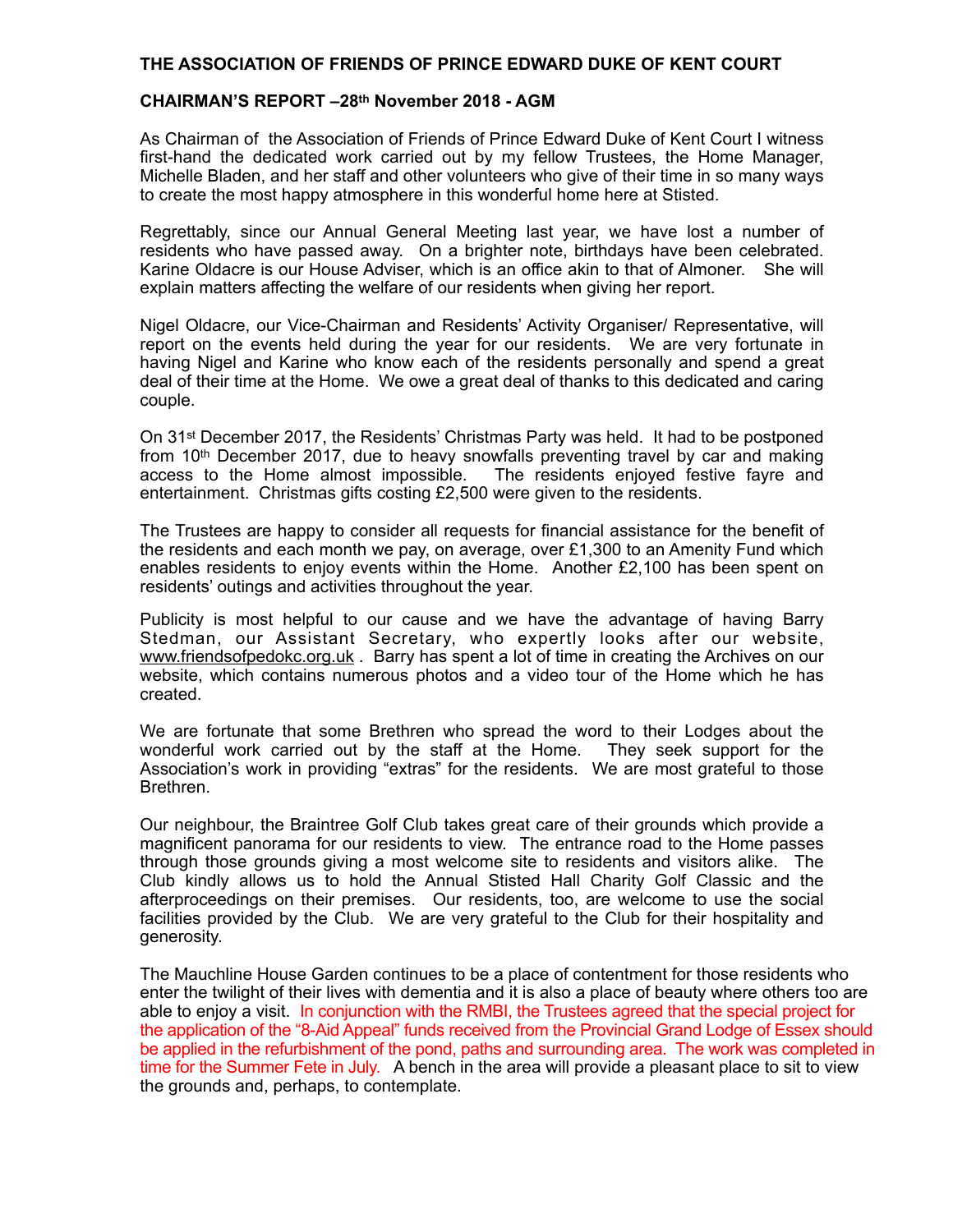**THE ASSOCIATION OF FRIENDS OF PRINCE EDWARD DUKE OF KENT COURT**

**CHAIRMAN'S REPORT –28th November 2018 - AGM**

As Chairman of the Association of Friends of Prince Edward Duke of Kent Court I witness first-hand the dedicated work carried out by my fellow Trustees, the Home Manager, Michelle Bladen, and her staff and other volunteers who give of their time in so many ways to create the most happy atmosphere in this wonderful home here at Stisted.

Regrettably, since our Annual General Meeting last year, we have lost a number of residents who have passed away. On a brighter note, birthdays have been celebrated. Karine Oldacre is our House Adviser, which is an office akin to that of Almoner. She will explain matters affecting the welfare of our residents when giving her report.

Nigel Oldacre, our Vice-Chairman and Residents' Activity Organiser/ Representative, will report on the events held during the year for our residents. We are very fortunate in having Nigel and Karine who know each of the residents personally and spend a great deal of their time at the Home. We owe a great deal of thanks to this dedicated and caring couple.

On 31st December 2017, the Residents' Christmas Party was held. It had to be postponed from 10th December 2017, due to heavy snowfalls preventing travel by car and making access to the Home almost impossible. The residents enjoyed festive fayre and entertainment. Christmas gifts costing £2,500 were given to the residents.

The Trustees are happy to consider all requests for financial assistance for the benefit of the residents and each month we pay, on average, over £1,300 to an Amenity Fund which enables residents to enjoy events within the Home. Another £2,100 has been spent on residents' outings and activities throughout the year.

Publicity is most helpful to our cause and we have the advantage of having Barry Stedman, our Assistant Secretary, who expertly looks after our website, www.friendsofpedokc.org.uk . Barry has spent a lot of time in creating the Archives on our website, which contains numerous photos and a video tour of the Home which he has created.

We are fortunate that some Brethren who spread the word to their Lodges about the wonderful work carried out by the staff at the Home. They seek support for the Association's work in providing "extras" for the residents. We are most grateful to those Brethren.

Our neighbour, the Braintree Golf Club takes great care of their grounds which provide a magnificent panorama for our residents to view. The entrance road to the Home passes through those grounds giving a most welcome site to residents and visitors alike. The Club kindly allows us to hold the Annual Stisted Hall Charity Golf Classic and the afterproceedings on their premises. Our residents, too, are welcome to use the social facilities provided by the Club. We are very grateful to the Club for their hospitality and generosity.

The Mauchline House Garden continues to be a place of contentment for those residents who enter the twilight of their lives with dementia and it is also a place of beauty where others too are able to enjoy a visit. In conjunction with the RMBI, the Trustees agreed that the special project for the application of the "8-Aid Appeal" funds received from the Provincial Grand Lodge of Essex should be applied in the refurbishment of the pond, paths and surrounding area. The work was completed in time for the Summer Fete in July. A bench in the area will provide a pleasant place to sit to view the grounds and, perhaps, to contemplate.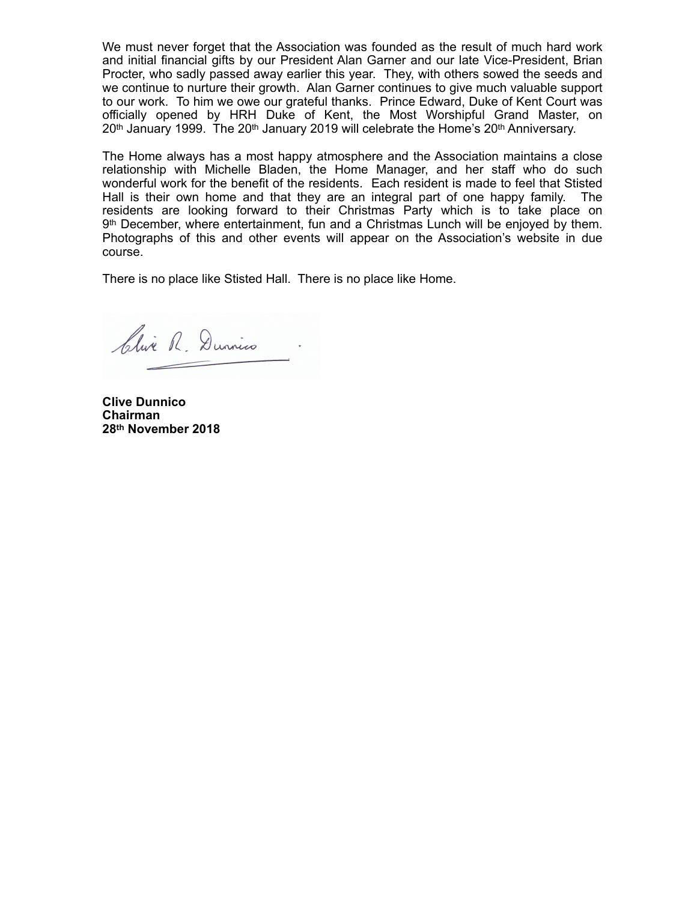We must never forget that the Association was founded as the result of much hard work and initial financial gifts by our President Alan Garner and our late Vice-President, Brian Procter, who sadly passed away earlier this year. They, with others sowed the seeds and we continue to nurture their growth. Alan Garner continues to give much valuable support to our work. To him we owe our grateful thanks. Prince Edward, Duke of Kent Court was officially opened by HRH Duke of Kent, the Most Worshipful Grand Master, on 20th January 1999. The 20th January 2019 will celebrate the Home's 20th Anniversary.

The Home always has a most happy atmosphere and the Association maintains a close relationship with Michelle Bladen, the Home Manager, and her staff who do such wonderful work for the benefit of the residents. Each resident is made to feel that Stisted Hall is their own home and that they are an integral part of one happy family. The residents are looking forward to their Christmas Party which is to take place on 9th December, where entertainment, fun and a Christmas Lunch will be enjoyed by them. Photographs of this and other events will appear on the Association's website in due course.

There is no place like Stisted Hall. There is no place like Home.

Clive R. Dunnico

**Clive Dunnico**
**Chairman**
**28th November 2018**